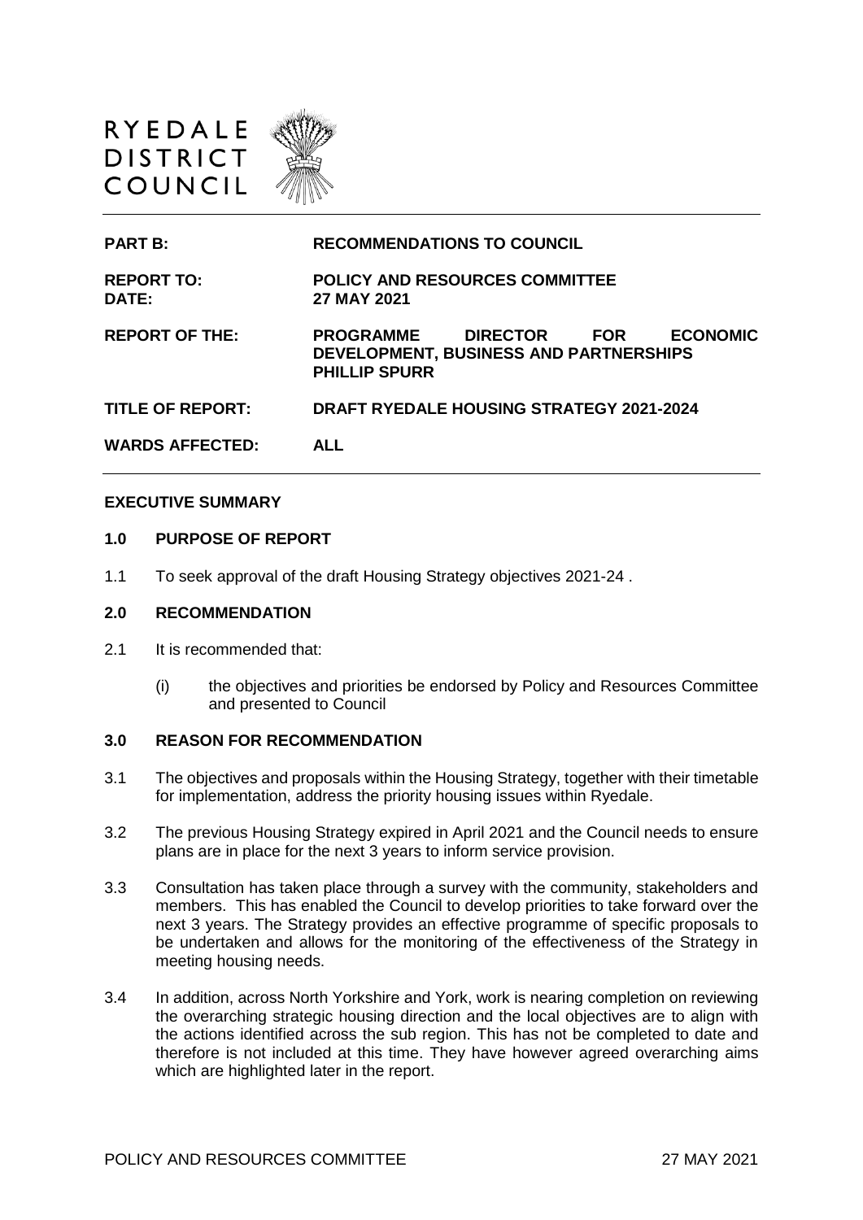RYEDALE DISTRICT COUNCIL

| | |
|---|---|
| **PART B:** | **RECOMMENDATIONS TO COUNCIL** |
| **REPORT TO:** | **POLICY AND RESOURCES COMMITTEE** |
| **DATE:** | **27 MAY 2021** |
| **REPORT OF THE:** | **PROGRAMME DIRECTOR FOR ECONOMIC DEVELOPMENT, BUSINESS AND PARTNERSHIPS PHILLIP SPURR** |
| **TITLE OF REPORT:** | **DRAFT RYEDALE HOUSING STRATEGY 2021-2024** |
| **WARDS AFFECTED:** | **ALL** |

## EXECUTIVE SUMMARY

### 1.0 PURPOSE OF REPORT

1.1 To seek approval of the draft Housing Strategy objectives 2021-24 .

### 2.0 RECOMMENDATION

2.1 It is recommended that:

(i) the objectives and priorities be endorsed by Policy and Resources Committee and presented to Council

### 3.0 REASON FOR RECOMMENDATION

3.1 The objectives and proposals within the Housing Strategy, together with their timetable for implementation, address the priority housing issues within Ryedale.

3.2 The previous Housing Strategy expired in April 2021 and the Council needs to ensure plans are in place for the next 3 years to inform service provision.

3.3 Consultation has taken place through a survey with the community, stakeholders and members. This has enabled the Council to develop priorities to take forward over the next 3 years. The Strategy provides an effective programme of specific proposals to be undertaken and allows for the monitoring of the effectiveness of the Strategy in meeting housing needs.

3.4 In addition, across North Yorkshire and York, work is nearing completion on reviewing the overarching strategic housing direction and the local objectives are to align with the actions identified across the sub region. This has not be completed to date and therefore is not included at this time. They have however agreed overarching aims which are highlighted later in the report.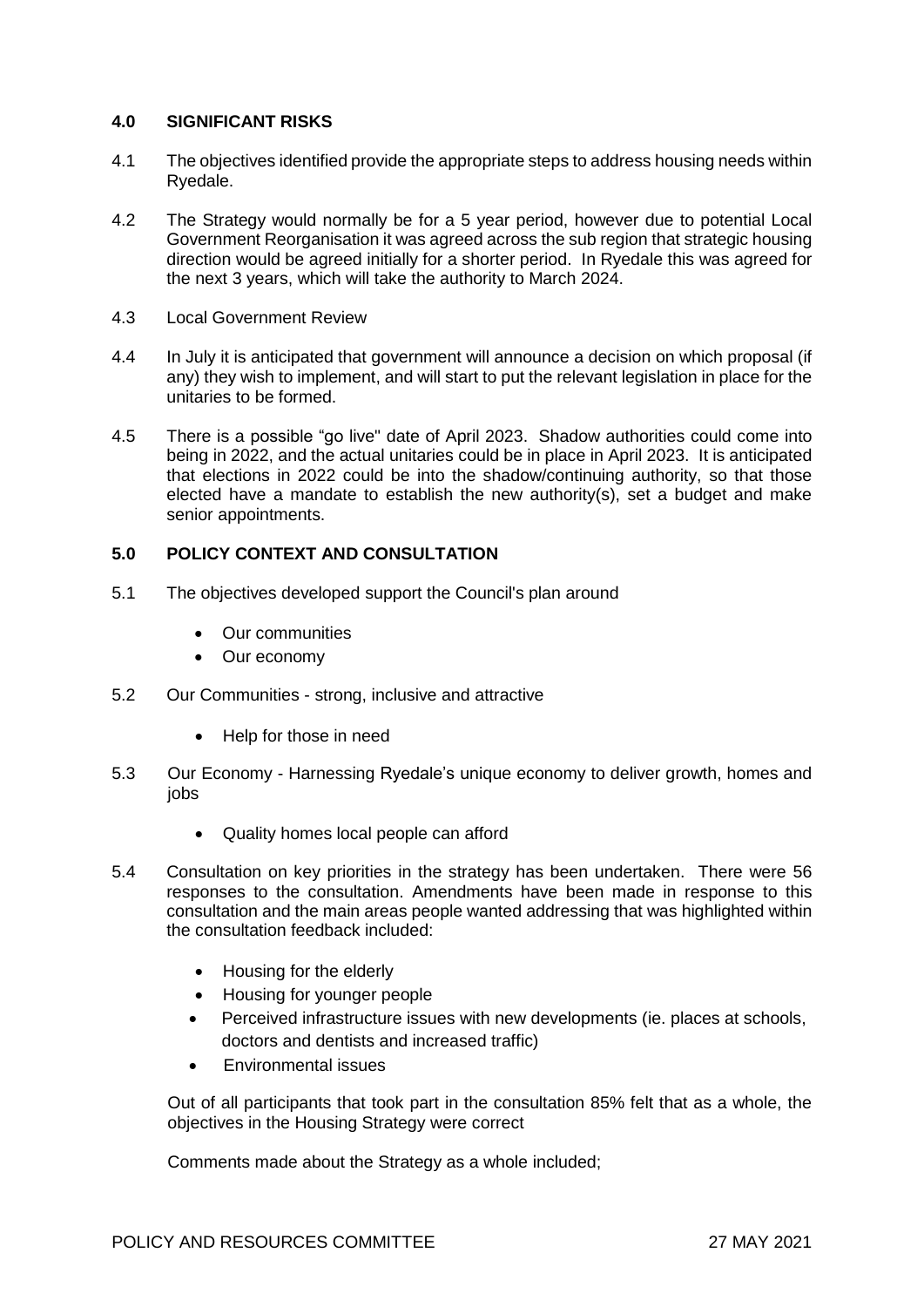## 4.0 SIGNIFICANT RISKS

4.1 The objectives identified provide the appropriate steps to address housing needs within Ryedale.

4.2 The Strategy would normally be for a 5 year period, however due to potential Local Government Reorganisation it was agreed across the sub region that strategic housing direction would be agreed initially for a shorter period. In Ryedale this was agreed for the next 3 years, which will take the authority to March 2024.

4.3 Local Government Review

4.4 In July it is anticipated that government will announce a decision on which proposal (if any) they wish to implement, and will start to put the relevant legislation in place for the unitaries to be formed.

4.5 There is a possible "go live" date of April 2023. Shadow authorities could come into being in 2022, and the actual unitaries could be in place in April 2023. It is anticipated that elections in 2022 could be into the shadow/continuing authority, so that those elected have a mandate to establish the new authority(s), set a budget and make senior appointments.

## 5.0 POLICY CONTEXT AND CONSULTATION

5.1 The objectives developed support the Council's plan around

- Our communities
- Our economy

5.2 Our Communities - strong, inclusive and attractive

- Help for those in need

5.3 Our Economy - Harnessing Ryedale's unique economy to deliver growth, homes and jobs

- Quality homes local people can afford

5.4 Consultation on key priorities in the strategy has been undertaken. There were 56 responses to the consultation. Amendments have been made in response to this consultation and the main areas people wanted addressing that was highlighted within the consultation feedback included:

- Housing for the elderly
- Housing for younger people
- Perceived infrastructure issues with new developments (ie. places at schools, doctors and dentists and increased traffic)
- Environmental issues

Out of all participants that took part in the consultation 85% felt that as a whole, the objectives in the Housing Strategy were correct

Comments made about the Strategy as a whole included;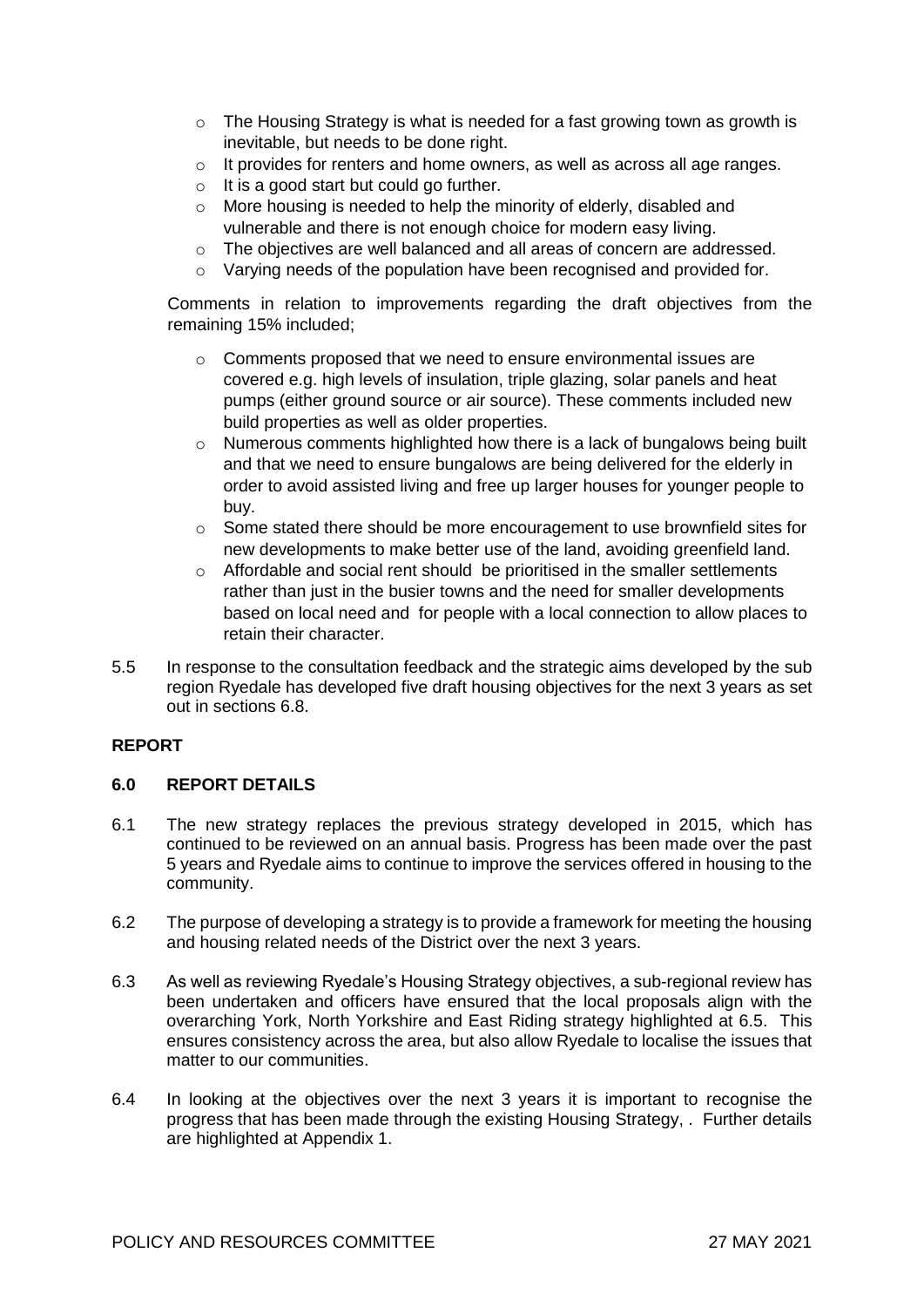- The Housing Strategy is what is needed for a fast growing town as growth is inevitable, but needs to be done right.
- It provides for renters and home owners, as well as across all age ranges.
- It is a good start but could go further.
- More housing is needed to help the minority of elderly, disabled and vulnerable and there is not enough choice for modern easy living.
- The objectives are well balanced and all areas of concern are addressed.
- Varying needs of the population have been recognised and provided for.

Comments in relation to improvements regarding the draft objectives from the remaining 15% included;

- Comments proposed that we need to ensure environmental issues are covered e.g. high levels of insulation, triple glazing, solar panels and heat pumps (either ground source or air source). These comments included new build properties as well as older properties.
- Numerous comments highlighted how there is a lack of bungalows being built and that we need to ensure bungalows are being delivered for the elderly in order to avoid assisted living and free up larger houses for younger people to buy.
- Some stated there should be more encouragement to use brownfield sites for new developments to make better use of the land, avoiding greenfield land.
- Affordable and social rent should be prioritised in the smaller settlements rather than just in the busier towns and the need for smaller developments based on local need and for people with a local connection to allow places to retain their character.

5.5 In response to the consultation feedback and the strategic aims developed by the sub region Ryedale has developed five draft housing objectives for the next 3 years as set out in sections 6.8.

**REPORT**

**6.0 REPORT DETAILS**

6.1 The new strategy replaces the previous strategy developed in 2015, which has continued to be reviewed on an annual basis. Progress has been made over the past 5 years and Ryedale aims to continue to improve the services offered in housing to the community.

6.2 The purpose of developing a strategy is to provide a framework for meeting the housing and housing related needs of the District over the next 3 years.

6.3 As well as reviewing Ryedale's Housing Strategy objectives, a sub-regional review has been undertaken and officers have ensured that the local proposals align with the overarching York, North Yorkshire and East Riding strategy highlighted at 6.5. This ensures consistency across the area, but also allow Ryedale to localise the issues that matter to our communities.

6.4 In looking at the objectives over the next 3 years it is important to recognise the progress that has been made through the existing Housing Strategy, . Further details are highlighted at Appendix 1.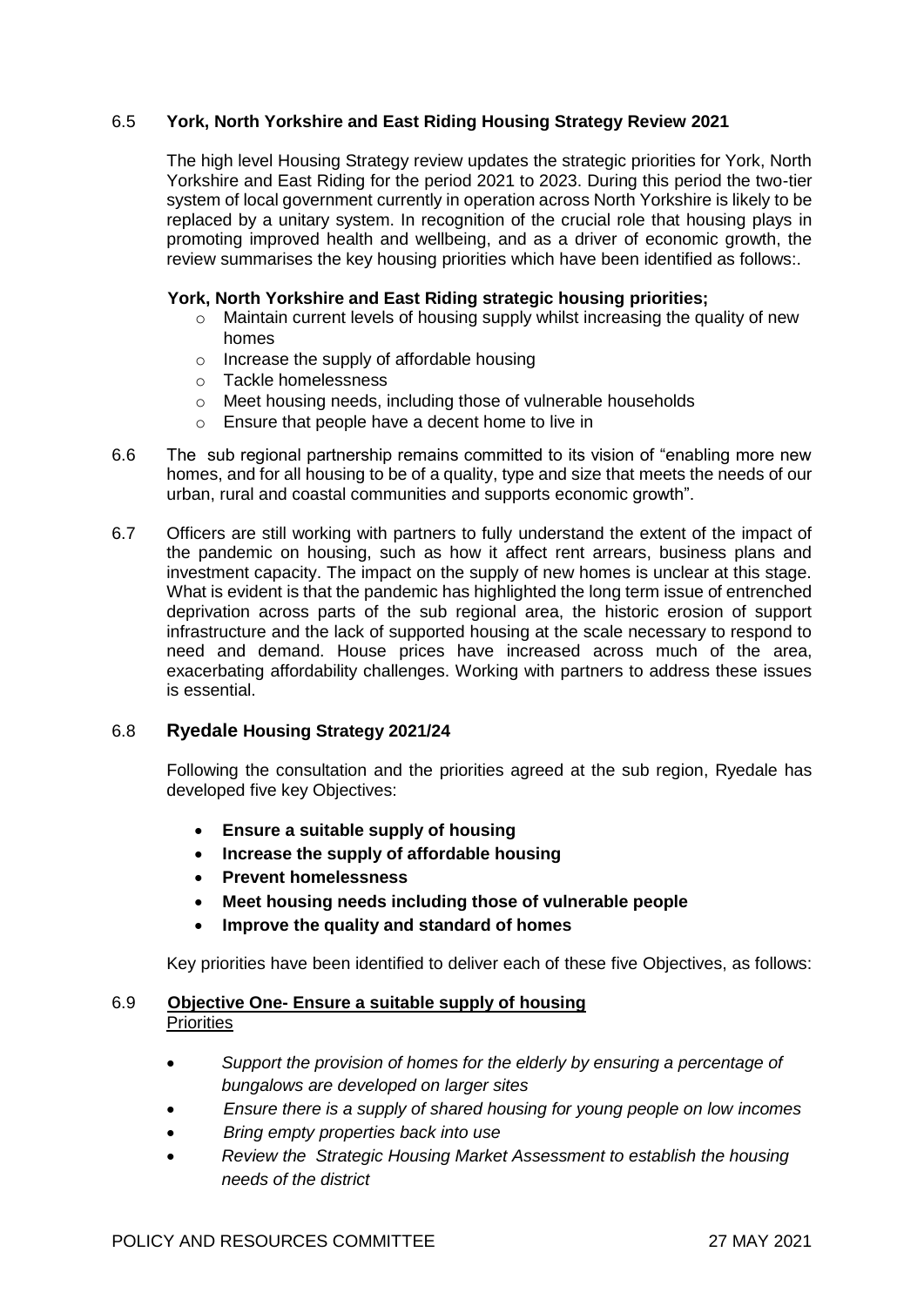## 6.5 **York, North Yorkshire and East Riding Housing Strategy Review 2021**

The high level Housing Strategy review updates the strategic priorities for York, North Yorkshire and East Riding for the period 2021 to 2023. During this period the two-tier system of local government currently in operation across North Yorkshire is likely to be replaced by a unitary system. In recognition of the crucial role that housing plays in promoting improved health and wellbeing, and as a driver of economic growth, the review summarises the key housing priorities which have been identified as follows:.

**York, North Yorkshire and East Riding strategic housing priorities;**

- Maintain current levels of housing supply whilst increasing the quality of new homes
- Increase the supply of affordable housing
- Tackle homelessness
- Meet housing needs, including those of vulnerable households
- Ensure that people have a decent home to live in

6.6 The sub regional partnership remains committed to its vision of "enabling more new homes, and for all housing to be of a quality, type and size that meets the needs of our urban, rural and coastal communities and supports economic growth".

6.7 Officers are still working with partners to fully understand the extent of the impact of the pandemic on housing, such as how it affect rent arrears, business plans and investment capacity. The impact on the supply of new homes is unclear at this stage. What is evident is that the pandemic has highlighted the long term issue of entrenched deprivation across parts of the sub regional area, the historic erosion of support infrastructure and the lack of supported housing at the scale necessary to respond to need and demand. House prices have increased across much of the area, exacerbating affordability challenges. Working with partners to address these issues is essential.

## 6.8 **Ryedale Housing Strategy 2021/24**

Following the consultation and the priorities agreed at the sub region, Ryedale has developed five key Objectives:

- **Ensure a suitable supply of housing**
- **Increase the supply of affordable housing**
- **Prevent homelessness**
- **Meet housing needs including those of vulnerable people**
- **Improve the quality and standard of homes**

Key priorities have been identified to deliver each of these five Objectives, as follows:

### 6.9 **Objective One- Ensure a suitable supply of housing**

Priorities

- *Support the provision of homes for the elderly by ensuring a percentage of bungalows are developed on larger sites*
- *Ensure there is a supply of shared housing for young people on low incomes*
- *Bring empty properties back into use*
- *Review the Strategic Housing Market Assessment to establish the housing needs of the district*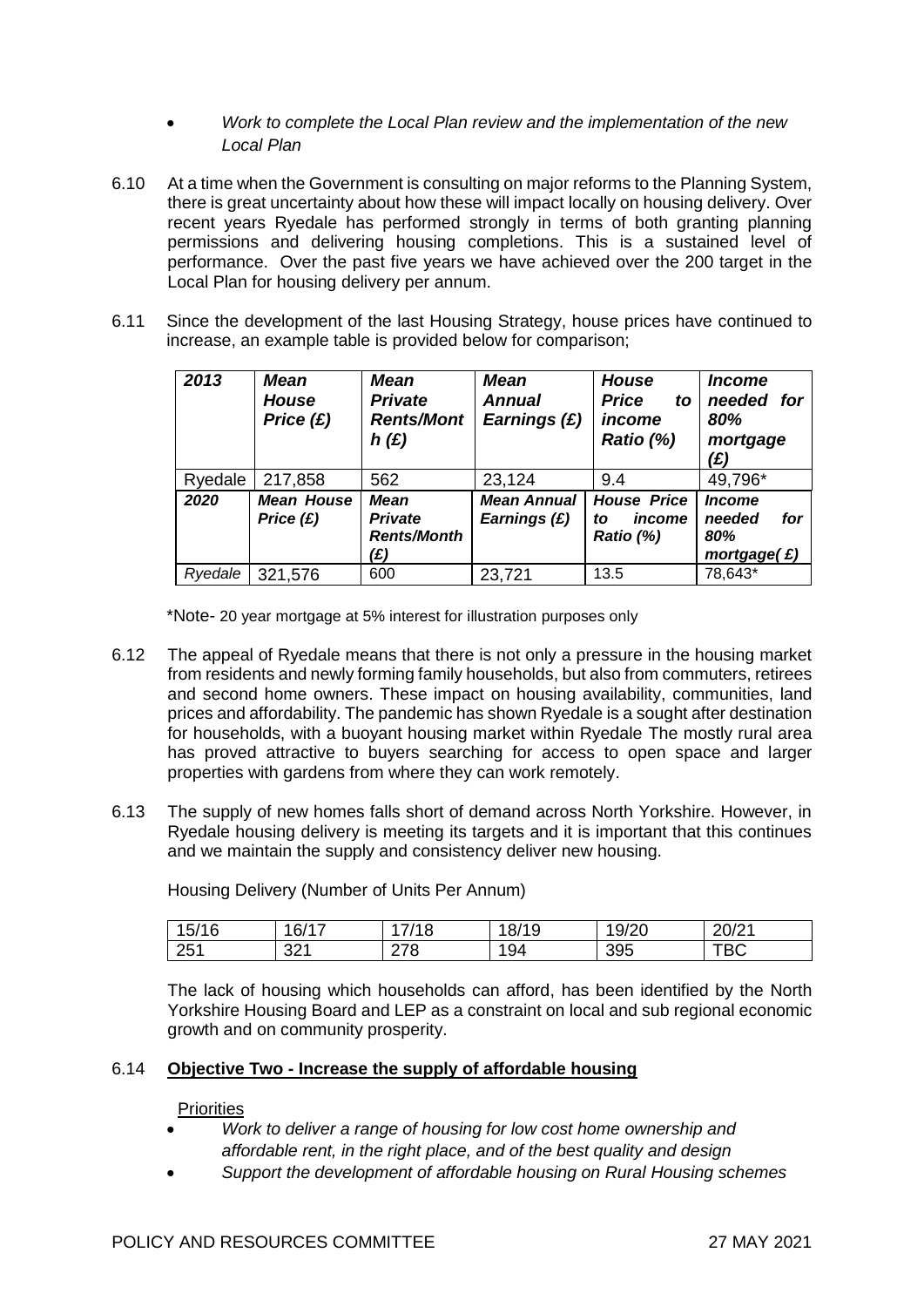- *Work to complete the Local Plan review and the implementation of the new Local Plan*

6.10 At a time when the Government is consulting on major reforms to the Planning System, there is great uncertainty about how these will impact locally on housing delivery. Over recent years Ryedale has performed strongly in terms of both granting planning permissions and delivering housing completions. This is a sustained level of performance. Over the past five years we have achieved over the 200 target in the Local Plan for housing delivery per annum.

6.11 Since the development of the last Housing Strategy, house prices have continued to increase, an example table is provided below for comparison;

| *2013* | *Mean House Price (£)* | *Mean Private Rents/Month (£)* | *Mean Annual Earnings (£)* | *House Price to income Ratio (%)* | *Income needed for 80% mortgage (£)* |
|---|---|---|---|---|---|
| Ryedale | 217,858 | 562 | 23,124 | 9.4 | 49,796* |
| ***2020*** | ***Mean House Price (£)*** | ***Mean Private Rents/Month (£)*** | ***Mean Annual Earnings (£)*** | ***House Price to income Ratio (%)*** | ***Income needed for 80% mortgage( £)*** |
| *Ryedale* | 321,576 | 600 | 23,721 | 13.5 | 78,643* |

*Note- 20 year mortgage at 5% interest for illustration purposes only

6.12 The appeal of Ryedale means that there is not only a pressure in the housing market from residents and newly forming family households, but also from commuters, retirees and second home owners. These impact on housing availability, communities, land prices and affordability. The pandemic has shown Ryedale is a sought after destination for households, with a buoyant housing market within Ryedale The mostly rural area has proved attractive to buyers searching for access to open space and larger properties with gardens from where they can work remotely.

6.13 The supply of new homes falls short of demand across North Yorkshire. However, in Ryedale housing delivery is meeting its targets and it is important that this continues and we maintain the supply and consistency deliver new housing.

Housing Delivery (Number of Units Per Annum)

| 15/16 | 16/17 | 17/18 | 18/19 | 19/20 | 20/21 |
|---|---|---|---|---|---|
| 251 | 321 | 278 | 194 | 395 | TBC |

The lack of housing which households can afford, has been identified by the North Yorkshire Housing Board and LEP as a constraint on local and sub regional economic growth and on community prosperity.

6.14 **Objective Two - Increase the supply of affordable housing**

Priorities

- *Work to deliver a range of housing for low cost home ownership and affordable rent, in the right place, and of the best quality and design*
- *Support the development of affordable housing on Rural Housing schemes*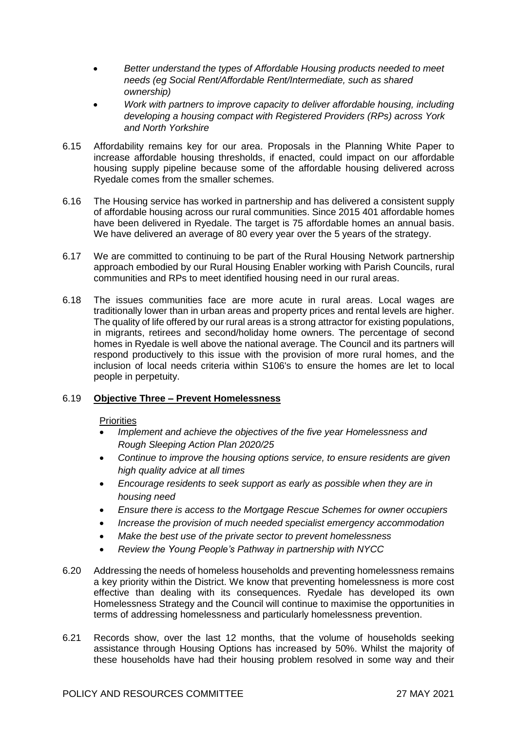- *Better understand the types of Affordable Housing products needed to meet needs (eg Social Rent/Affordable Rent/Intermediate, such as shared ownership)*
- *Work with partners to improve capacity to deliver affordable housing, including developing a housing compact with Registered Providers (RPs) across York and North Yorkshire*

6.15 Affordability remains key for our area. Proposals in the Planning White Paper to increase affordable housing thresholds, if enacted, could impact on our affordable housing supply pipeline because some of the affordable housing delivered across Ryedale comes from the smaller schemes.

6.16 The Housing service has worked in partnership and has delivered a consistent supply of affordable housing across our rural communities. Since 2015 401 affordable homes have been delivered in Ryedale. The target is 75 affordable homes an annual basis. We have delivered an average of 80 every year over the 5 years of the strategy.

6.17 We are committed to continuing to be part of the Rural Housing Network partnership approach embodied by our Rural Housing Enabler working with Parish Councils, rural communities and RPs to meet identified housing need in our rural areas.

6.18 The issues communities face are more acute in rural areas. Local wages are traditionally lower than in urban areas and property prices and rental levels are higher. The quality of life offered by our rural areas is a strong attractor for existing populations, in migrants, retirees and second/holiday home owners. The percentage of second homes in Ryedale is well above the national average. The Council and its partners will respond productively to this issue with the provision of more rural homes, and the inclusion of local needs criteria within S106's to ensure the homes are let to local people in perpetuity.

6.19 **Objective Three – Prevent Homelessness**

Priorities

- *Implement and achieve the objectives of the five year Homelessness and Rough Sleeping Action Plan 2020/25*
- *Continue to improve the housing options service, to ensure residents are given high quality advice at all times*
- *Encourage residents to seek support as early as possible when they are in housing need*
- *Ensure there is access to the Mortgage Rescue Schemes for owner occupiers*
- *Increase the provision of much needed specialist emergency accommodation*
- *Make the best use of the private sector to prevent homelessness*
- *Review the Young People's Pathway in partnership with NYCC*

6.20 Addressing the needs of homeless households and preventing homelessness remains a key priority within the District. We know that preventing homelessness is more cost effective than dealing with its consequences. Ryedale has developed its own Homelessness Strategy and the Council will continue to maximise the opportunities in terms of addressing homelessness and particularly homelessness prevention.

6.21 Records show, over the last 12 months, that the volume of households seeking assistance through Housing Options has increased by 50%. Whilst the majority of these households have had their housing problem resolved in some way and their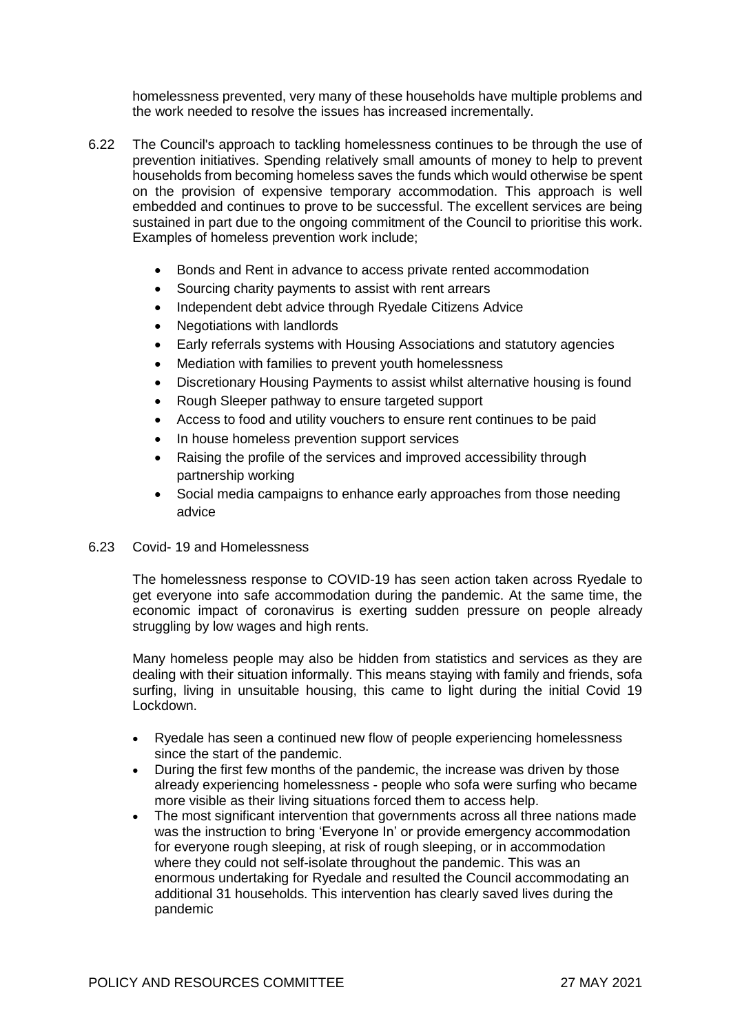homelessness prevented, very many of these households have multiple problems and the work needed to resolve the issues has increased incrementally.

6.22 The Council's approach to tackling homelessness continues to be through the use of prevention initiatives. Spending relatively small amounts of money to help to prevent households from becoming homeless saves the funds which would otherwise be spent on the provision of expensive temporary accommodation. This approach is well embedded and continues to prove to be successful. The excellent services are being sustained in part due to the ongoing commitment of the Council to prioritise this work. Examples of homeless prevention work include;

- Bonds and Rent in advance to access private rented accommodation
- Sourcing charity payments to assist with rent arrears
- Independent debt advice through Ryedale Citizens Advice
- Negotiations with landlords
- Early referrals systems with Housing Associations and statutory agencies
- Mediation with families to prevent youth homelessness
- Discretionary Housing Payments to assist whilst alternative housing is found
- Rough Sleeper pathway to ensure targeted support
- Access to food and utility vouchers to ensure rent continues to be paid
- In house homeless prevention support services
- Raising the profile of the services and improved accessibility through partnership working
- Social media campaigns to enhance early approaches from those needing advice

6.23 Covid- 19 and Homelessness

The homelessness response to COVID-19 has seen action taken across Ryedale to get everyone into safe accommodation during the pandemic. At the same time, the economic impact of coronavirus is exerting sudden pressure on people already struggling by low wages and high rents.

Many homeless people may also be hidden from statistics and services as they are dealing with their situation informally. This means staying with family and friends, sofa surfing, living in unsuitable housing, this came to light during the initial Covid 19 Lockdown.

- Ryedale has seen a continued new flow of people experiencing homelessness since the start of the pandemic.
- During the first few months of the pandemic, the increase was driven by those already experiencing homelessness - people who sofa were surfing who became more visible as their living situations forced them to access help.
- The most significant intervention that governments across all three nations made was the instruction to bring 'Everyone In' or provide emergency accommodation for everyone rough sleeping, at risk of rough sleeping, or in accommodation where they could not self-isolate throughout the pandemic. This was an enormous undertaking for Ryedale and resulted the Council accommodating an additional 31 households. This intervention has clearly saved lives during the pandemic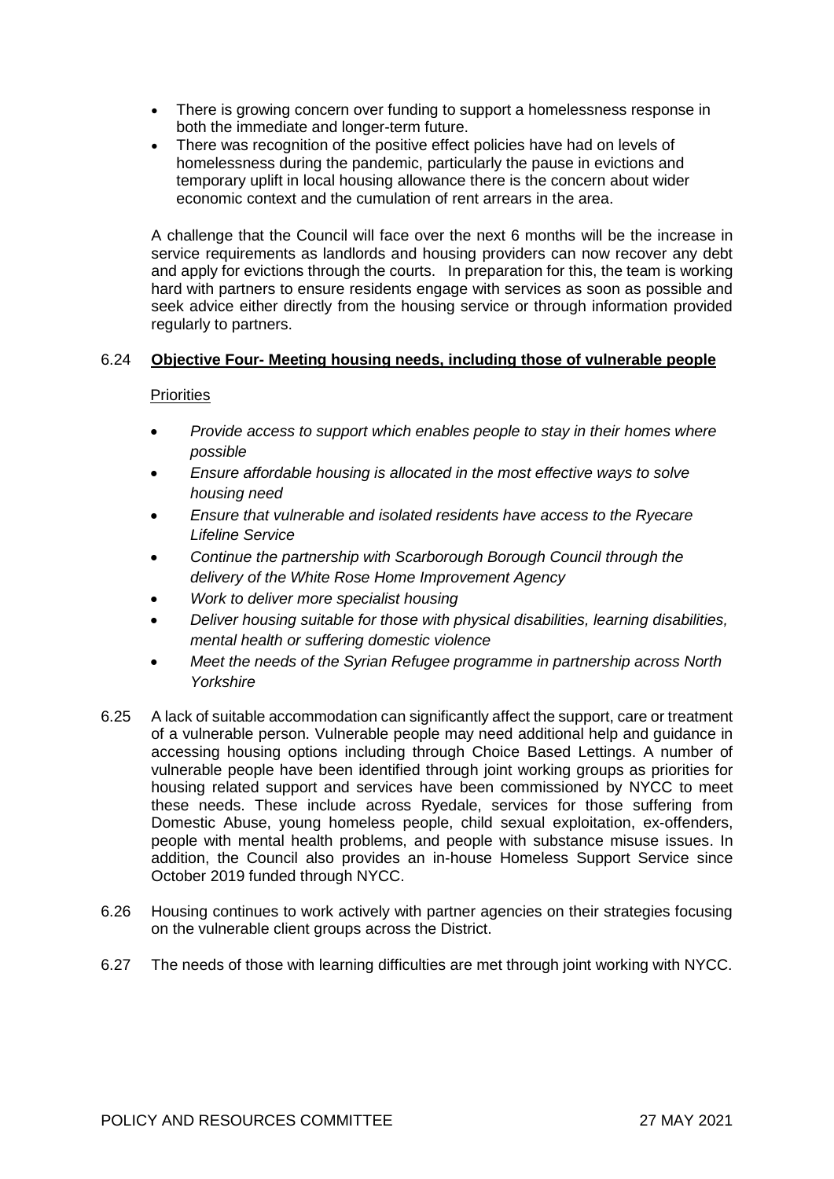- There is growing concern over funding to support a homelessness response in both the immediate and longer-term future.
- There was recognition of the positive effect policies have had on levels of homelessness during the pandemic, particularly the pause in evictions and temporary uplift in local housing allowance there is the concern about wider economic context and the cumulation of rent arrears in the area.

A challenge that the Council will face over the next 6 months will be the increase in service requirements as landlords and housing providers can now recover any debt and apply for evictions through the courts. In preparation for this, the team is working hard with partners to ensure residents engage with services as soon as possible and seek advice either directly from the housing service or through information provided regularly to partners.

6.24 **Objective Four- Meeting housing needs, including those of vulnerable people**

Priorities

- *Provide access to support which enables people to stay in their homes where possible*
- *Ensure affordable housing is allocated in the most effective ways to solve housing need*
- *Ensure that vulnerable and isolated residents have access to the Ryecare Lifeline Service*
- *Continue the partnership with Scarborough Borough Council through the delivery of the White Rose Home Improvement Agency*
- *Work to deliver more specialist housing*
- *Deliver housing suitable for those with physical disabilities, learning disabilities, mental health or suffering domestic violence*
- *Meet the needs of the Syrian Refugee programme in partnership across North Yorkshire*

6.25 A lack of suitable accommodation can significantly affect the support, care or treatment of a vulnerable person. Vulnerable people may need additional help and guidance in accessing housing options including through Choice Based Lettings. A number of vulnerable people have been identified through joint working groups as priorities for housing related support and services have been commissioned by NYCC to meet these needs. These include across Ryedale, services for those suffering from Domestic Abuse, young homeless people, child sexual exploitation, ex-offenders, people with mental health problems, and people with substance misuse issues. In addition, the Council also provides an in-house Homeless Support Service since October 2019 funded through NYCC.

6.26 Housing continues to work actively with partner agencies on their strategies focusing on the vulnerable client groups across the District.

6.27 The needs of those with learning difficulties are met through joint working with NYCC.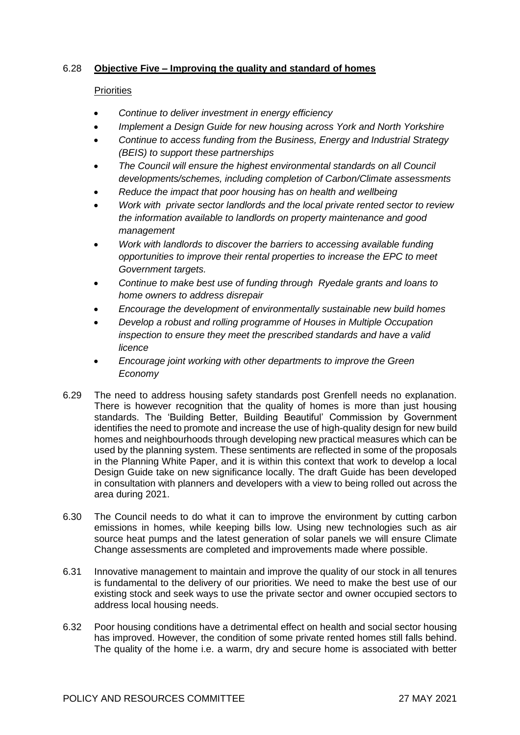6.28 **<u>Objective Five – Improving the quality and standard of homes</u>**

<u>Priorities</u>

- *Continue to deliver investment in energy efficiency*
- *Implement a Design Guide for new housing across York and North Yorkshire*
- *Continue to access funding from the Business, Energy and Industrial Strategy (BEIS) to support these partnerships*
- *The Council will ensure the highest environmental standards on all Council developments/schemes, including completion of Carbon/Climate assessments*
- *Reduce the impact that poor housing has on health and wellbeing*
- *Work with private sector landlords and the local private rented sector to review the information available to landlords on property maintenance and good management*
- *Work with landlords to discover the barriers to accessing available funding opportunities to improve their rental properties to increase the EPC to meet Government targets.*
- *Continue to make best use of funding through Ryedale grants and loans to home owners to address disrepair*
- *Encourage the development of environmentally sustainable new build homes*
- *Develop a robust and rolling programme of Houses in Multiple Occupation inspection to ensure they meet the prescribed standards and have a valid licence*
- *Encourage joint working with other departments to improve the Green Economy*

6.29 The need to address housing safety standards post Grenfell needs no explanation. There is however recognition that the quality of homes is more than just housing standards. The 'Building Better, Building Beautiful' Commission by Government identifies the need to promote and increase the use of high-quality design for new build homes and neighbourhoods through developing new practical measures which can be used by the planning system. These sentiments are reflected in some of the proposals in the Planning White Paper, and it is within this context that work to develop a local Design Guide take on new significance locally. The draft Guide has been developed in consultation with planners and developers with a view to being rolled out across the area during 2021.

6.30 The Council needs to do what it can to improve the environment by cutting carbon emissions in homes, while keeping bills low. Using new technologies such as air source heat pumps and the latest generation of solar panels we will ensure Climate Change assessments are completed and improvements made where possible.

6.31 Innovative management to maintain and improve the quality of our stock in all tenures is fundamental to the delivery of our priorities. We need to make the best use of our existing stock and seek ways to use the private sector and owner occupied sectors to address local housing needs.

6.32 Poor housing conditions have a detrimental effect on health and social sector housing has improved. However, the condition of some private rented homes still falls behind. The quality of the home i.e. a warm, dry and secure home is associated with better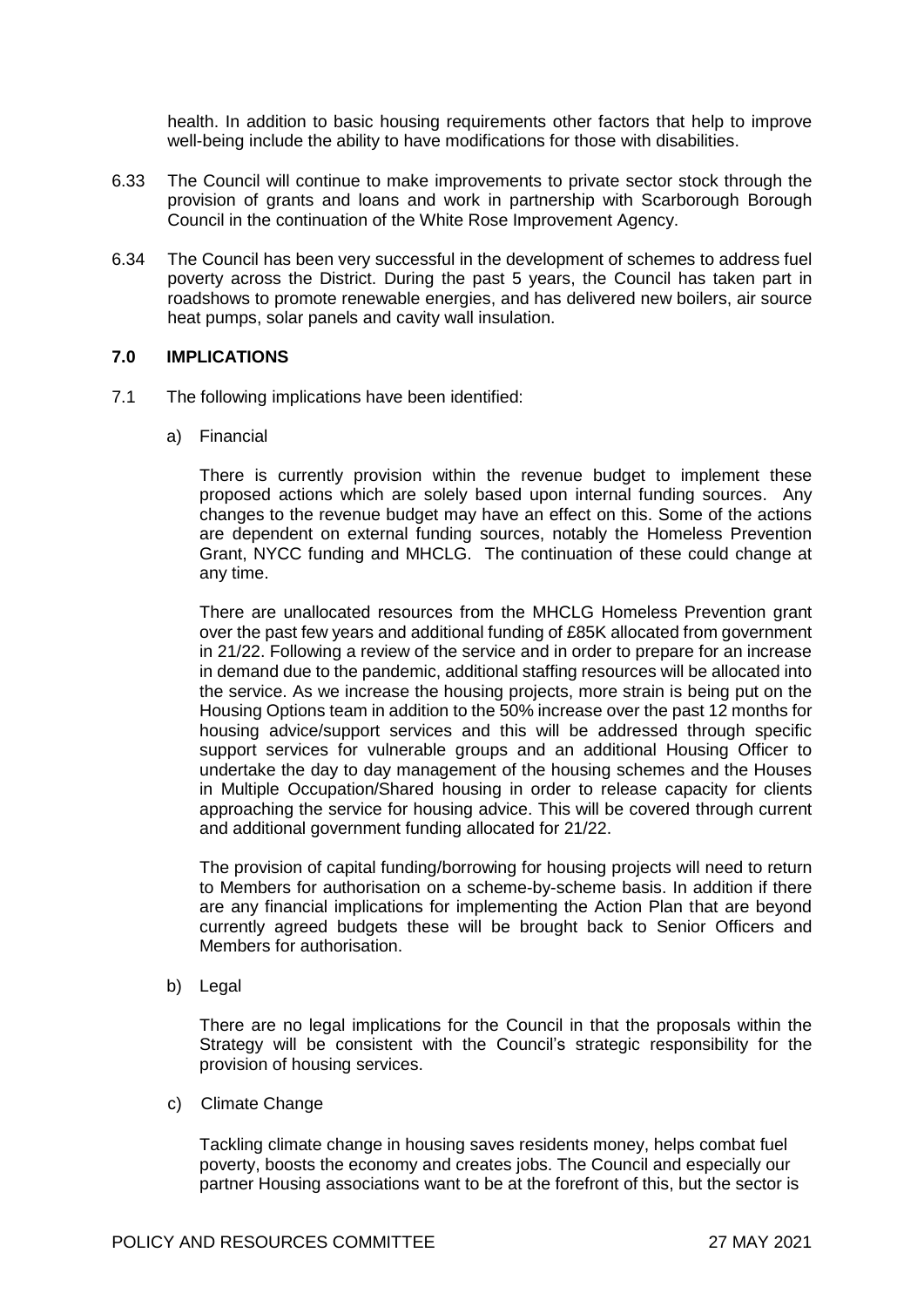health. In addition to basic housing requirements other factors that help to improve well-being include the ability to have modifications for those with disabilities.

6.33 The Council will continue to make improvements to private sector stock through the provision of grants and loans and work in partnership with Scarborough Borough Council in the continuation of the White Rose Improvement Agency.

6.34 The Council has been very successful in the development of schemes to address fuel poverty across the District. During the past 5 years, the Council has taken part in roadshows to promote renewable energies, and has delivered new boilers, air source heat pumps, solar panels and cavity wall insulation.

## 7.0 IMPLICATIONS

7.1 The following implications have been identified:

a) Financial

There is currently provision within the revenue budget to implement these proposed actions which are solely based upon internal funding sources. Any changes to the revenue budget may have an effect on this. Some of the actions are dependent on external funding sources, notably the Homeless Prevention Grant, NYCC funding and MHCLG. The continuation of these could change at any time.

There are unallocated resources from the MHCLG Homeless Prevention grant over the past few years and additional funding of £85K allocated from government in 21/22. Following a review of the service and in order to prepare for an increase in demand due to the pandemic, additional staffing resources will be allocated into the service. As we increase the housing projects, more strain is being put on the Housing Options team in addition to the 50% increase over the past 12 months for housing advice/support services and this will be addressed through specific support services for vulnerable groups and an additional Housing Officer to undertake the day to day management of the housing schemes and the Houses in Multiple Occupation/Shared housing in order to release capacity for clients approaching the service for housing advice. This will be covered through current and additional government funding allocated for 21/22.

The provision of capital funding/borrowing for housing projects will need to return to Members for authorisation on a scheme-by-scheme basis. In addition if there are any financial implications for implementing the Action Plan that are beyond currently agreed budgets these will be brought back to Senior Officers and Members for authorisation.

b) Legal

There are no legal implications for the Council in that the proposals within the Strategy will be consistent with the Council's strategic responsibility for the provision of housing services.

c) Climate Change

Tackling climate change in housing saves residents money, helps combat fuel poverty, boosts the economy and creates jobs. The Council and especially our partner Housing associations want to be at the forefront of this, but the sector is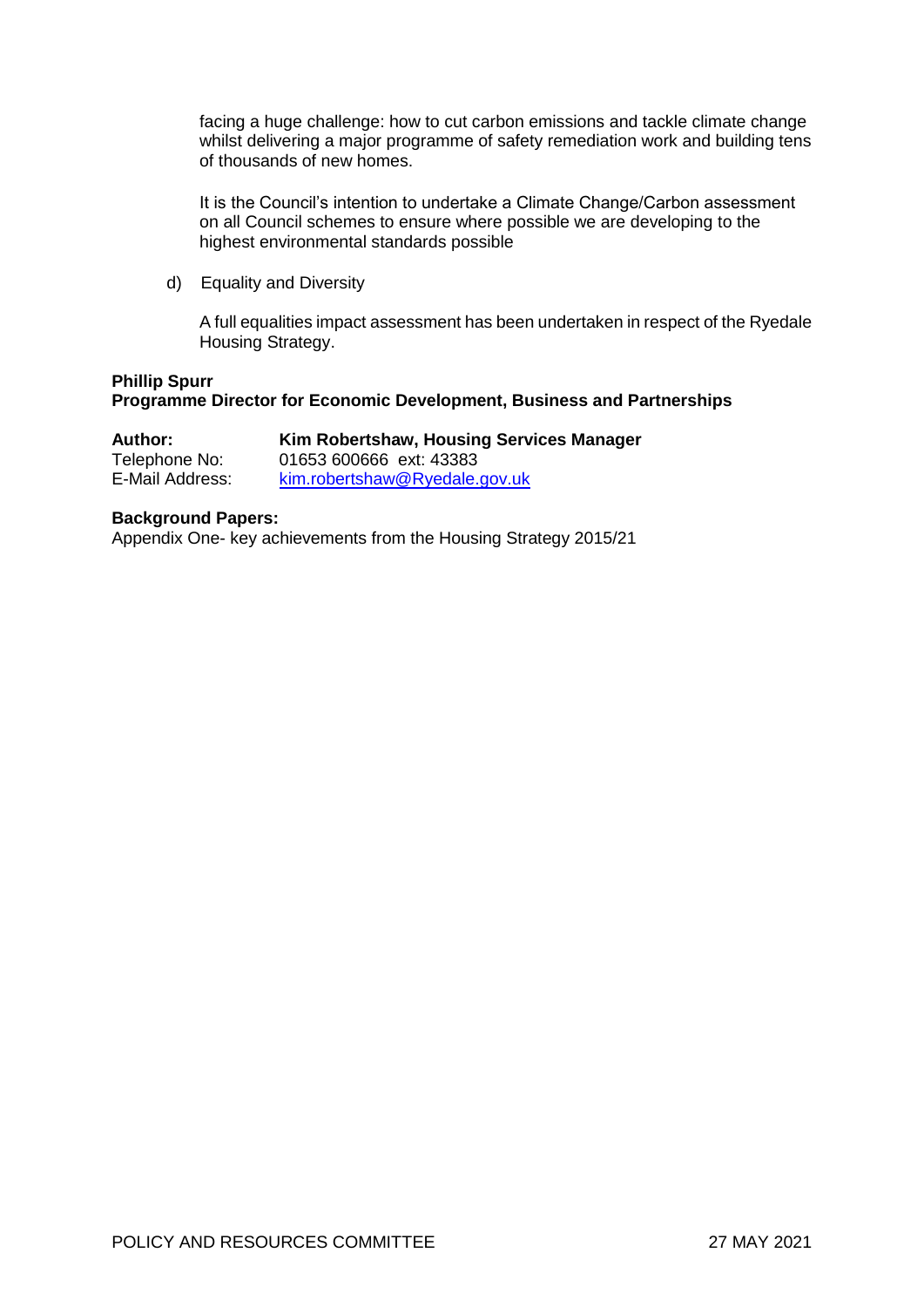facing a huge challenge: how to cut carbon emissions and tackle climate change whilst delivering a major programme of safety remediation work and building tens of thousands of new homes.

It is the Council's intention to undertake a Climate Change/Carbon assessment on all Council schemes to ensure where possible we are developing to the highest environmental standards possible

d) Equality and Diversity

A full equalities impact assessment has been undertaken in respect of the Ryedale Housing Strategy.

**Phillip Spurr**
**Programme Director for Economic Development, Business and Partnerships**

| | |
|---|---|
| **Author:** | **Kim Robertshaw, Housing Services Manager** |
| Telephone No: | 01653 600666 ext: 43383 |
| E-Mail Address: | kim.robertshaw@Ryedale.gov.uk |

**Background Papers:**
Appendix One- key achievements from the Housing Strategy 2015/21